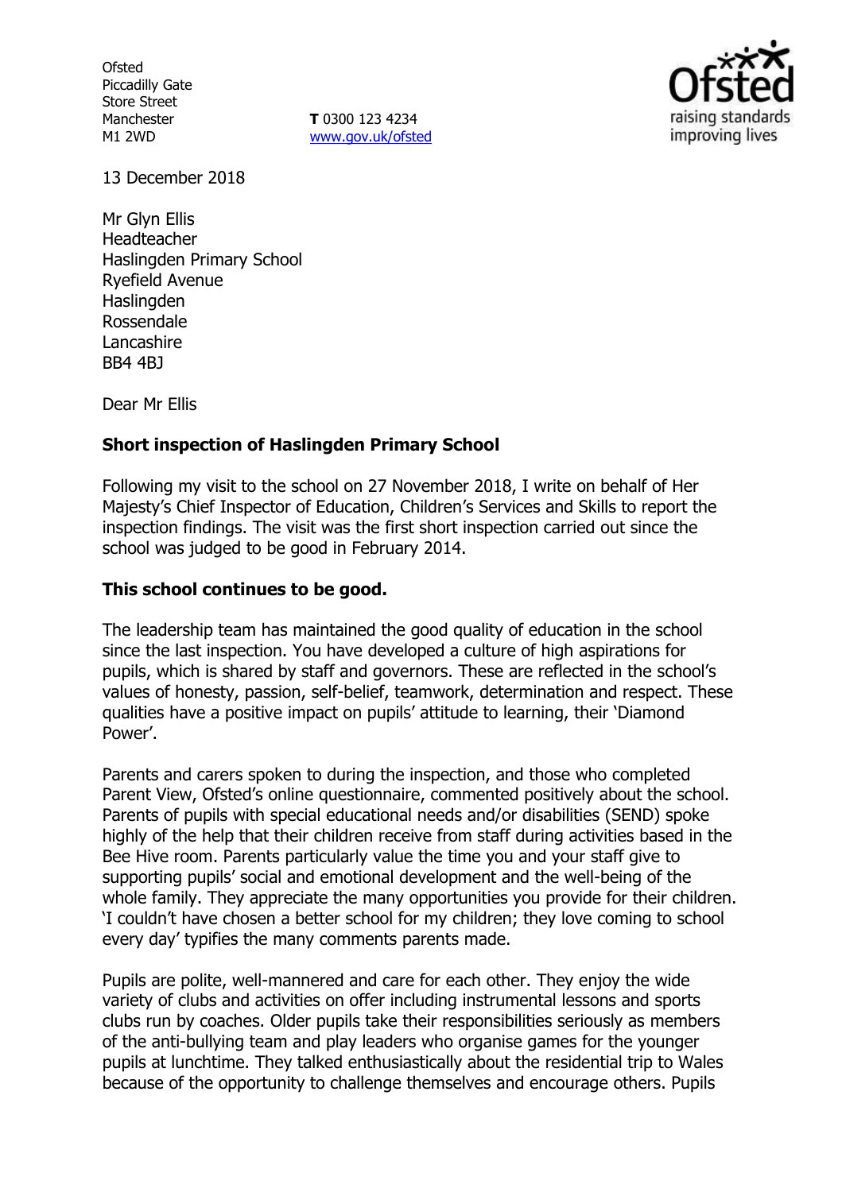Ofsted
Piccadilly Gate
Store Street
Manchester
M1 2WD

**T** 0300 123 4234
www.gov.uk/ofsted

13 December 2018

Mr Glyn Ellis
Headteacher
Haslingden Primary School
Ryefield Avenue
Haslingden
Rossendale
Lancashire
BB4 4BJ

Dear Mr Ellis

**Short inspection of Haslingden Primary School**

Following my visit to the school on 27 November 2018, I write on behalf of Her Majesty's Chief Inspector of Education, Children's Services and Skills to report the inspection findings. The visit was the first short inspection carried out since the school was judged to be good in February 2014.

**This school continues to be good.**

The leadership team has maintained the good quality of education in the school since the last inspection. You have developed a culture of high aspirations for pupils, which is shared by staff and governors. These are reflected in the school's values of honesty, passion, self-belief, teamwork, determination and respect. These qualities have a positive impact on pupils' attitude to learning, their 'Diamond Power'.

Parents and carers spoken to during the inspection, and those who completed Parent View, Ofsted's online questionnaire, commented positively about the school. Parents of pupils with special educational needs and/or disabilities (SEND) spoke highly of the help that their children receive from staff during activities based in the Bee Hive room. Parents particularly value the time you and your staff give to supporting pupils' social and emotional development and the well-being of the whole family. They appreciate the many opportunities you provide for their children. 'I couldn't have chosen a better school for my children; they love coming to school every day' typifies the many comments parents made.

Pupils are polite, well-mannered and care for each other. They enjoy the wide variety of clubs and activities on offer including instrumental lessons and sports clubs run by coaches. Older pupils take their responsibilities seriously as members of the anti-bullying team and play leaders who organise games for the younger pupils at lunchtime. They talked enthusiastically about the residential trip to Wales because of the opportunity to challenge themselves and encourage others. Pupils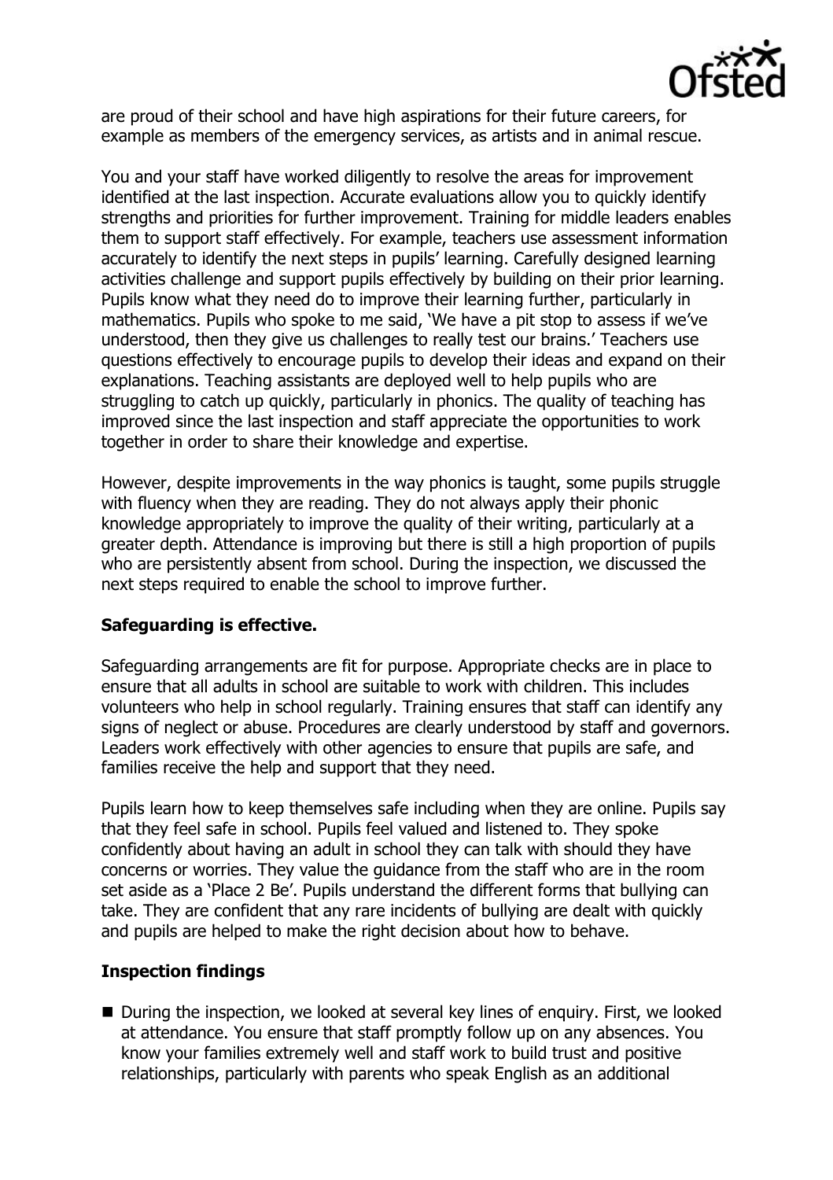are proud of their school and have high aspirations for their future careers, for example as members of the emergency services, as artists and in animal rescue.

You and your staff have worked diligently to resolve the areas for improvement identified at the last inspection. Accurate evaluations allow you to quickly identify strengths and priorities for further improvement. Training for middle leaders enables them to support staff effectively. For example, teachers use assessment information accurately to identify the next steps in pupils' learning. Carefully designed learning activities challenge and support pupils effectively by building on their prior learning. Pupils know what they need do to improve their learning further, particularly in mathematics. Pupils who spoke to me said, 'We have a pit stop to assess if we've understood, then they give us challenges to really test our brains.' Teachers use questions effectively to encourage pupils to develop their ideas and expand on their explanations. Teaching assistants are deployed well to help pupils who are struggling to catch up quickly, particularly in phonics. The quality of teaching has improved since the last inspection and staff appreciate the opportunities to work together in order to share their knowledge and expertise.

However, despite improvements in the way phonics is taught, some pupils struggle with fluency when they are reading. They do not always apply their phonic knowledge appropriately to improve the quality of their writing, particularly at a greater depth. Attendance is improving but there is still a high proportion of pupils who are persistently absent from school. During the inspection, we discussed the next steps required to enable the school to improve further.

## Safeguarding is effective.

Safeguarding arrangements are fit for purpose. Appropriate checks are in place to ensure that all adults in school are suitable to work with children. This includes volunteers who help in school regularly. Training ensures that staff can identify any signs of neglect or abuse. Procedures are clearly understood by staff and governors. Leaders work effectively with other agencies to ensure that pupils are safe, and families receive the help and support that they need.

Pupils learn how to keep themselves safe including when they are online. Pupils say that they feel safe in school. Pupils feel valued and listened to. They spoke confidently about having an adult in school they can talk with should they have concerns or worries. They value the guidance from the staff who are in the room set aside as a 'Place 2 Be'. Pupils understand the different forms that bullying can take. They are confident that any rare incidents of bullying are dealt with quickly and pupils are helped to make the right decision about how to behave.

## Inspection findings

- During the inspection, we looked at several key lines of enquiry. First, we looked at attendance. You ensure that staff promptly follow up on any absences. You know your families extremely well and staff work to build trust and positive relationships, particularly with parents who speak English as an additional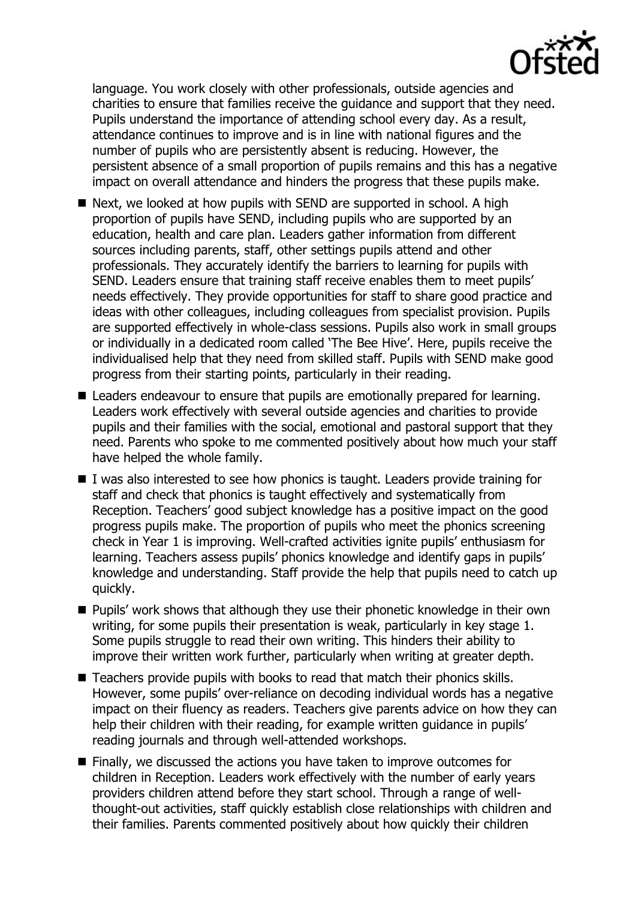language. You work closely with other professionals, outside agencies and charities to ensure that families receive the guidance and support that they need. Pupils understand the importance of attending school every day. As a result, attendance continues to improve and is in line with national figures and the number of pupils who are persistently absent is reducing. However, the persistent absence of a small proportion of pupils remains and this has a negative impact on overall attendance and hinders the progress that these pupils make.

- Next, we looked at how pupils with SEND are supported in school. A high proportion of pupils have SEND, including pupils who are supported by an education, health and care plan. Leaders gather information from different sources including parents, staff, other settings pupils attend and other professionals. They accurately identify the barriers to learning for pupils with SEND. Leaders ensure that training staff receive enables them to meet pupils' needs effectively. They provide opportunities for staff to share good practice and ideas with other colleagues, including colleagues from specialist provision. Pupils are supported effectively in whole-class sessions. Pupils also work in small groups or individually in a dedicated room called 'The Bee Hive'. Here, pupils receive the individualised help that they need from skilled staff. Pupils with SEND make good progress from their starting points, particularly in their reading.
- Leaders endeavour to ensure that pupils are emotionally prepared for learning. Leaders work effectively with several outside agencies and charities to provide pupils and their families with the social, emotional and pastoral support that they need. Parents who spoke to me commented positively about how much your staff have helped the whole family.
- I was also interested to see how phonics is taught. Leaders provide training for staff and check that phonics is taught effectively and systematically from Reception. Teachers' good subject knowledge has a positive impact on the good progress pupils make. The proportion of pupils who meet the phonics screening check in Year 1 is improving. Well-crafted activities ignite pupils' enthusiasm for learning. Teachers assess pupils' phonics knowledge and identify gaps in pupils' knowledge and understanding. Staff provide the help that pupils need to catch up quickly.
- Pupils' work shows that although they use their phonetic knowledge in their own writing, for some pupils their presentation is weak, particularly in key stage 1. Some pupils struggle to read their own writing. This hinders their ability to improve their written work further, particularly when writing at greater depth.
- Teachers provide pupils with books to read that match their phonics skills. However, some pupils' over-reliance on decoding individual words has a negative impact on their fluency as readers. Teachers give parents advice on how they can help their children with their reading, for example written guidance in pupils' reading journals and through well-attended workshops.
- Finally, we discussed the actions you have taken to improve outcomes for children in Reception. Leaders work effectively with the number of early years providers children attend before they start school. Through a range of well-thought-out activities, staff quickly establish close relationships with children and their families. Parents commented positively about how quickly their children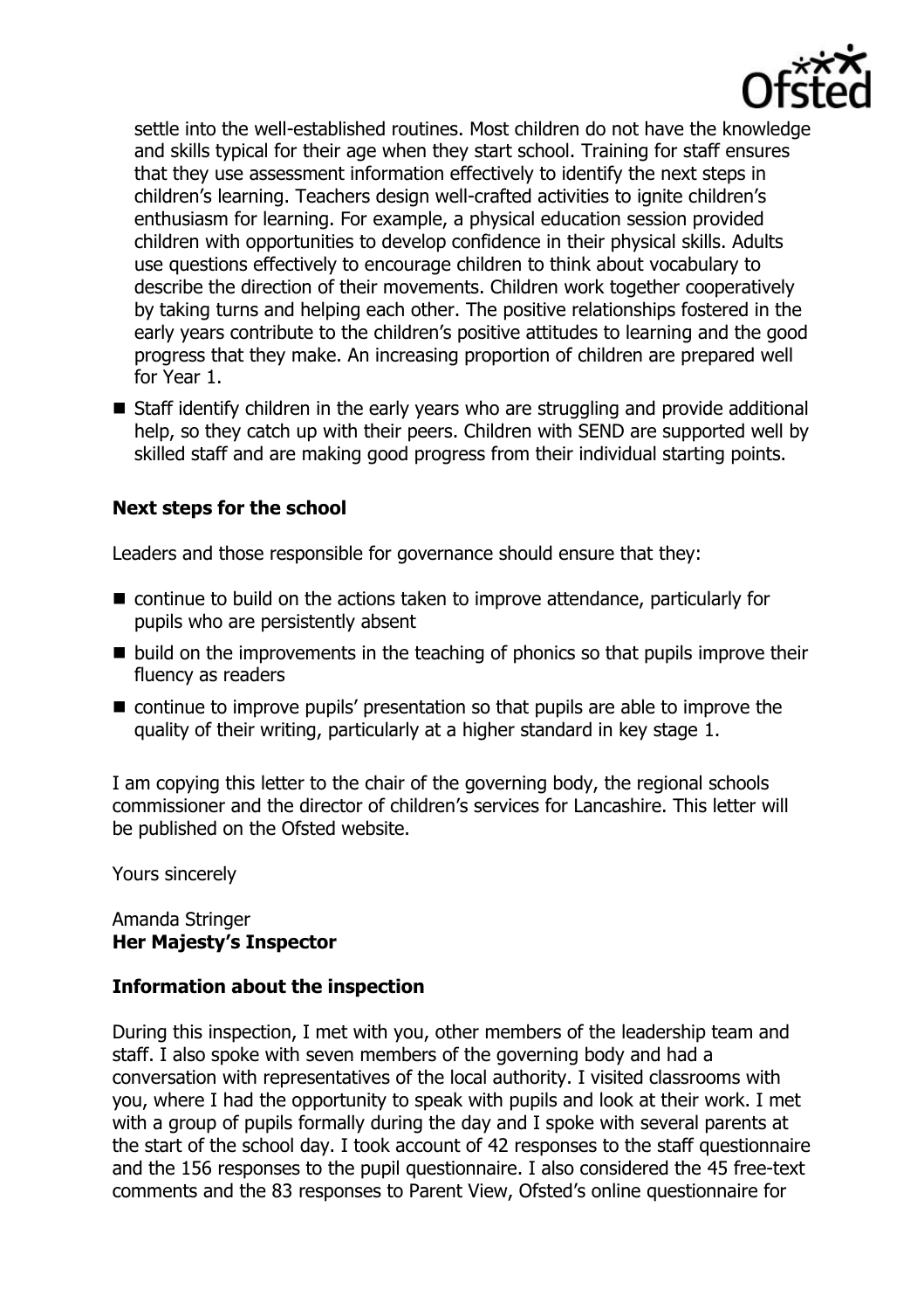settle into the well-established routines. Most children do not have the knowledge and skills typical for their age when they start school. Training for staff ensures that they use assessment information effectively to identify the next steps in children's learning. Teachers design well-crafted activities to ignite children's enthusiasm for learning. For example, a physical education session provided children with opportunities to develop confidence in their physical skills. Adults use questions effectively to encourage children to think about vocabulary to describe the direction of their movements. Children work together cooperatively by taking turns and helping each other. The positive relationships fostered in the early years contribute to the children's positive attitudes to learning and the good progress that they make. An increasing proportion of children are prepared well for Year 1.

- Staff identify children in the early years who are struggling and provide additional help, so they catch up with their peers. Children with SEND are supported well by skilled staff and are making good progress from their individual starting points.

### Next steps for the school

Leaders and those responsible for governance should ensure that they:

- continue to build on the actions taken to improve attendance, particularly for pupils who are persistently absent
- build on the improvements in the teaching of phonics so that pupils improve their fluency as readers
- continue to improve pupils' presentation so that pupils are able to improve the quality of their writing, particularly at a higher standard in key stage 1.

I am copying this letter to the chair of the governing body, the regional schools commissioner and the director of children's services for Lancashire. This letter will be published on the Ofsted website.

Yours sincerely

Amanda Stringer
**Her Majesty's Inspector**

### Information about the inspection

During this inspection, I met with you, other members of the leadership team and staff. I also spoke with seven members of the governing body and had a conversation with representatives of the local authority. I visited classrooms with you, where I had the opportunity to speak with pupils and look at their work. I met with a group of pupils formally during the day and I spoke with several parents at the start of the school day. I took account of 42 responses to the staff questionnaire and the 156 responses to the pupil questionnaire. I also considered the 45 free-text comments and the 83 responses to Parent View, Ofsted's online questionnaire for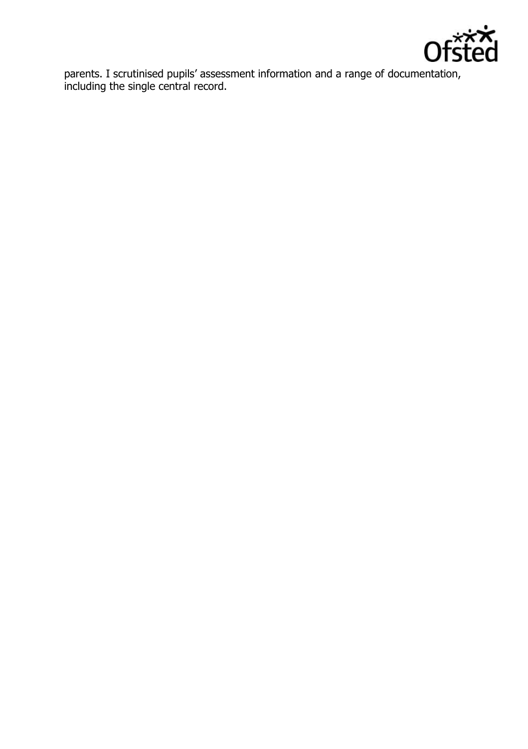parents. I scrutinised pupils' assessment information and a range of documentation, including the single central record.